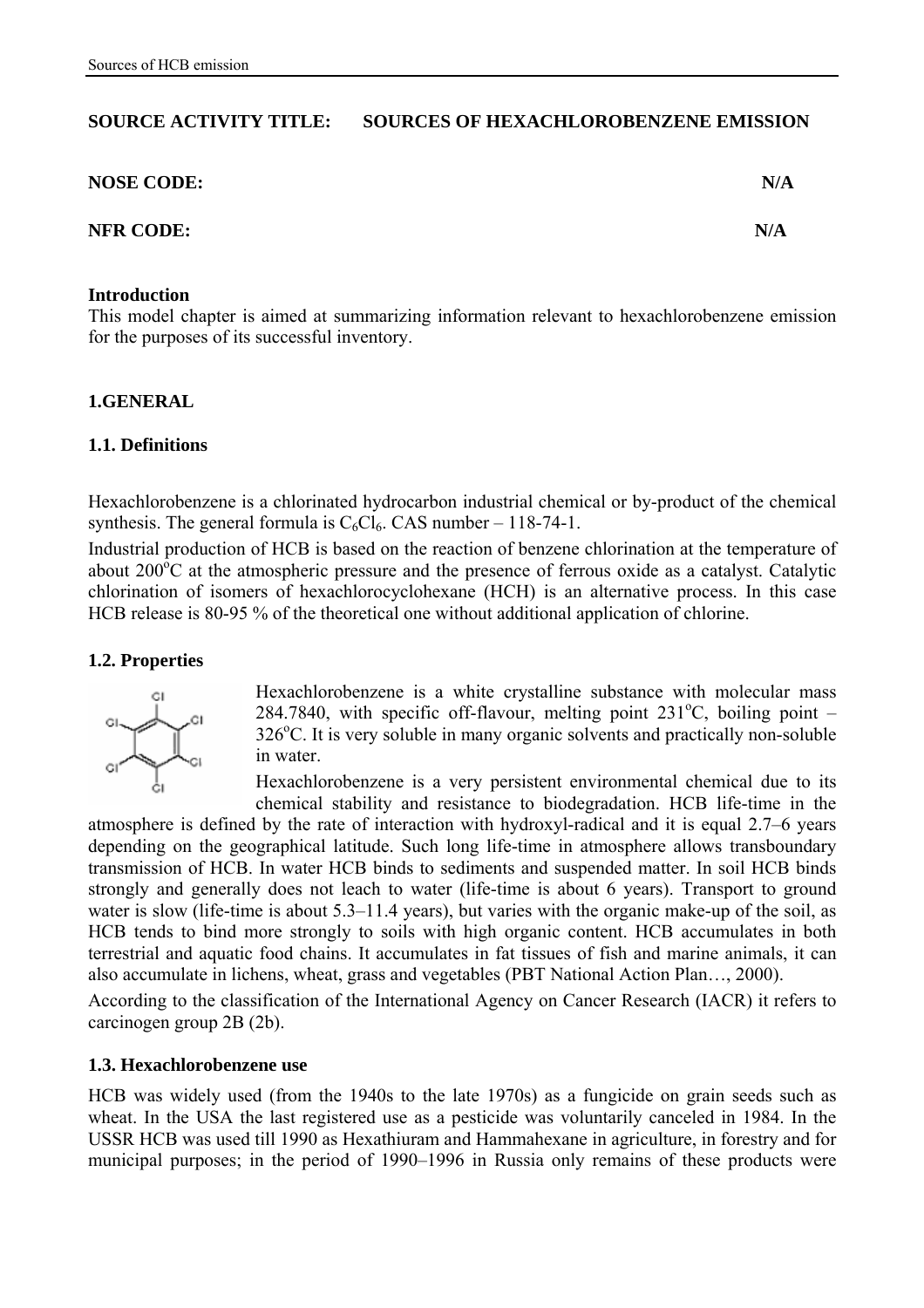**SOURCE ACTIVITY TITLE: SOURCES OF HEXACHLOROBENZENE EMISSION**

**NOSE CODE:** **N/A**

**NFR CODE:** **N/A**

**Introduction**

This model chapter is aimed at summarizing information relevant to hexachlorobenzene emission for the purposes of its successful inventory.

## 1.GENERAL

### 1.1. Definitions

Hexachlorobenzene is a chlorinated hydrocarbon industrial chemical or by-product of the chemical synthesis. The general formula is $C_6Cl_6$. CAS number – 118-74-1.

Industrial production of HCB is based on the reaction of benzene chlorination at the temperature of about 200$^o$C at the atmospheric pressure and the presence of ferrous oxide as a catalyst. Catalytic chlorination of isomers of hexachlorocyclohexane (HCH) is an alternative process. In this case HCB release is 80-95 % of the theoretical one without additional application of chlorine.

### 1.2. Properties

Hexachlorobenzene is a white crystalline substance with molecular mass 284.7840, with specific off-flavour, melting point 231$^o$C, boiling point – 326$^o$C. It is very soluble in many organic solvents and practically non-soluble in water.

Hexachlorobenzene is a very persistent environmental chemical due to its chemical stability and resistance to biodegradation. HCB life-time in the atmosphere is defined by the rate of interaction with hydroxyl-radical and it is equal 2.7–6 years depending on the geographical latitude. Such long life-time in atmosphere allows transboundary transmission of HCB. In water HCB binds to sediments and suspended matter. In soil HCB binds strongly and generally does not leach to water (life-time is about 6 years). Transport to ground water is slow (life-time is about 5.3–11.4 years), but varies with the organic make-up of the soil, as HCB tends to bind more strongly to soils with high organic content. HCB accumulates in both terrestrial and aquatic food chains. It accumulates in fat tissues of fish and marine animals, it can also accumulate in lichens, wheat, grass and vegetables (PBT National Action Plan…, 2000).

According to the classification of the International Agency on Cancer Research (IACR) it refers to carcinogen group 2B (2b).

### 1.3. Hexachlorobenzene use

HCB was widely used (from the 1940s to the late 1970s) as a fungicide on grain seeds such as wheat. In the USA the last registered use as a pesticide was voluntarily canceled in 1984. In the USSR HCB was used till 1990 as Hexathiuram and Hammahexane in agriculture, in forestry and for municipal purposes; in the period of 1990–1996 in Russia only remains of these products were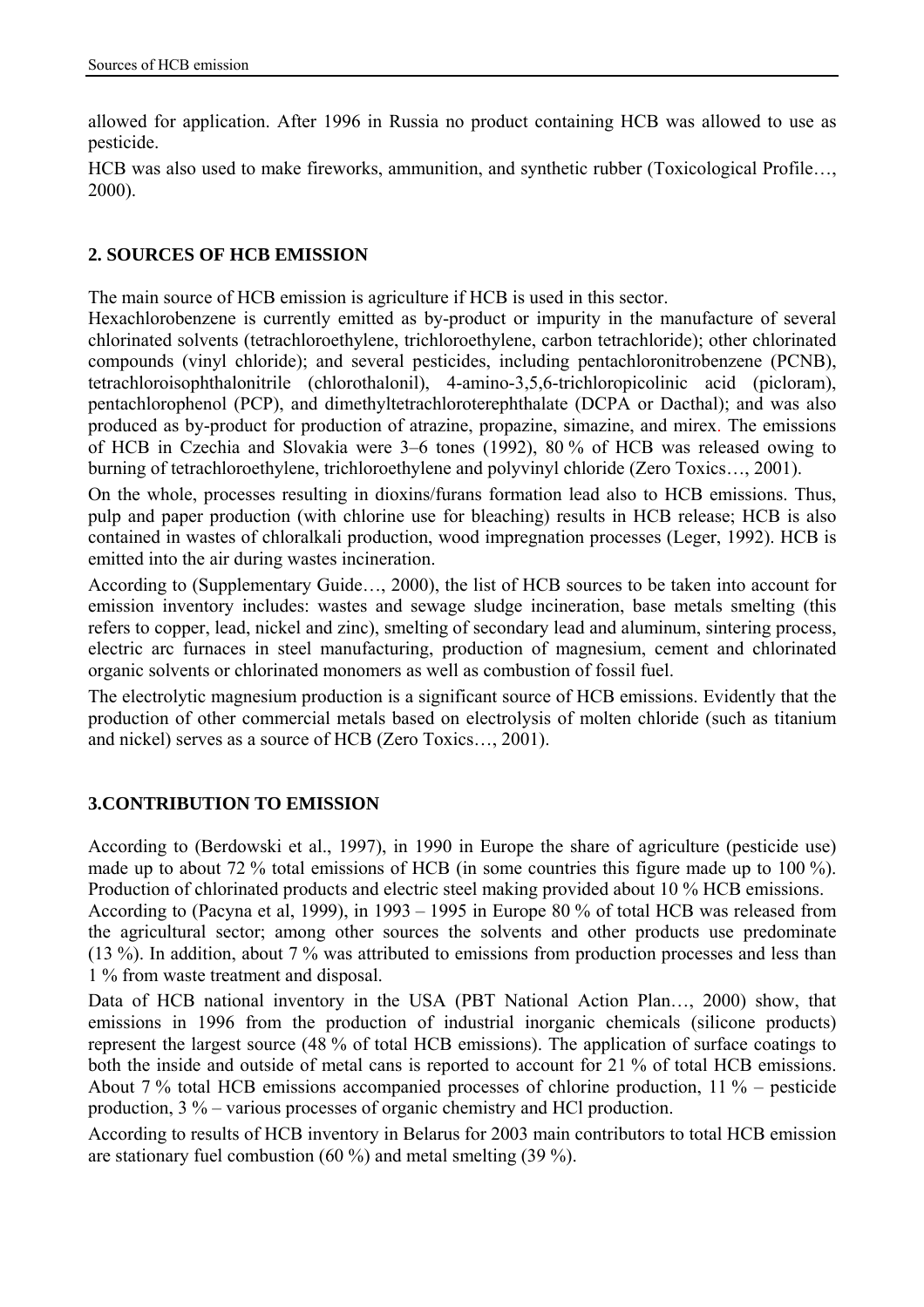allowed for application. After 1996 in Russia no product containing HCB was allowed to use as pesticide.

HCB was also used to make fireworks, ammunition, and synthetic rubber (Toxicological Profile…, 2000).

## 2. SOURCES OF HCB EMISSION

The main source of HCB emission is agriculture if HCB is used in this sector.

Hexachlorobenzene is currently emitted as by-product or impurity in the manufacture of several chlorinated solvents (tetrachloroethylene, trichloroethylene, carbon tetrachloride); other chlorinated compounds (vinyl chloride); and several pesticides, including pentachloronitrobenzene (PCNB), tetrachloroisophthalonitrile (chlorothalonil), 4-amino-3,5,6-trichloropicolinic acid (picloram), pentachlorophenol (PCP), and dimethyltetrachloroterephthalate (DCPA or Dacthal); and was also produced as by-product for production of atrazine, propazine, simazine, and mirex. The emissions of HCB in Czechia and Slovakia were 3–6 tones (1992), 80 % of HCB was released owing to burning of tetrachloroethylene, trichloroethylene and polyvinyl chloride (Zero Toxics…, 2001).

On the whole, processes resulting in dioxins/furans formation lead also to HCB emissions. Thus, pulp and paper production (with chlorine use for bleaching) results in HCB release; HCB is also contained in wastes of chloralkali production, wood impregnation processes (Leger, 1992). HCB is emitted into the air during wastes incineration.

According to (Supplementary Guide…, 2000), the list of HCB sources to be taken into account for emission inventory includes: wastes and sewage sludge incineration, base metals smelting (this refers to copper, lead, nickel and zinc), smelting of secondary lead and aluminum, sintering process, electric arc furnaces in steel manufacturing, production of magnesium, cement and chlorinated organic solvents or chlorinated monomers as well as combustion of fossil fuel.

The electrolytic magnesium production is a significant source of HCB emissions. Evidently that the production of other commercial metals based on electrolysis of molten chloride (such as titanium and nickel) serves as a source of HCB (Zero Toxics…, 2001).

## 3.CONTRIBUTION TO EMISSION

According to (Berdowski et al., 1997), in 1990 in Europe the share of agriculture (pesticide use) made up to about 72 % total emissions of HCB (in some countries this figure made up to 100 %). Production of chlorinated products and electric steel making provided about 10 % HCB emissions.

According to (Pacyna et al, 1999), in 1993 – 1995 in Europe 80 % of total HCB was released from the agricultural sector; among other sources the solvents and other products use predominate (13 %). In addition, about 7 % was attributed to emissions from production processes and less than 1 % from waste treatment and disposal.

Data of HCB national inventory in the USA (PBT National Action Plan…, 2000) show, that emissions in 1996 from the production of industrial inorganic chemicals (silicone products) represent the largest source (48 % of total HCB emissions). The application of surface coatings to both the inside and outside of metal cans is reported to account for 21 % of total HCB emissions. About 7 % total HCB emissions accompanied processes of chlorine production, 11 % – pesticide production, 3 % – various processes of organic chemistry and HCl production.

According to results of HCB inventory in Belarus for 2003 main contributors to total HCB emission are stationary fuel combustion (60 %) and metal smelting (39 %).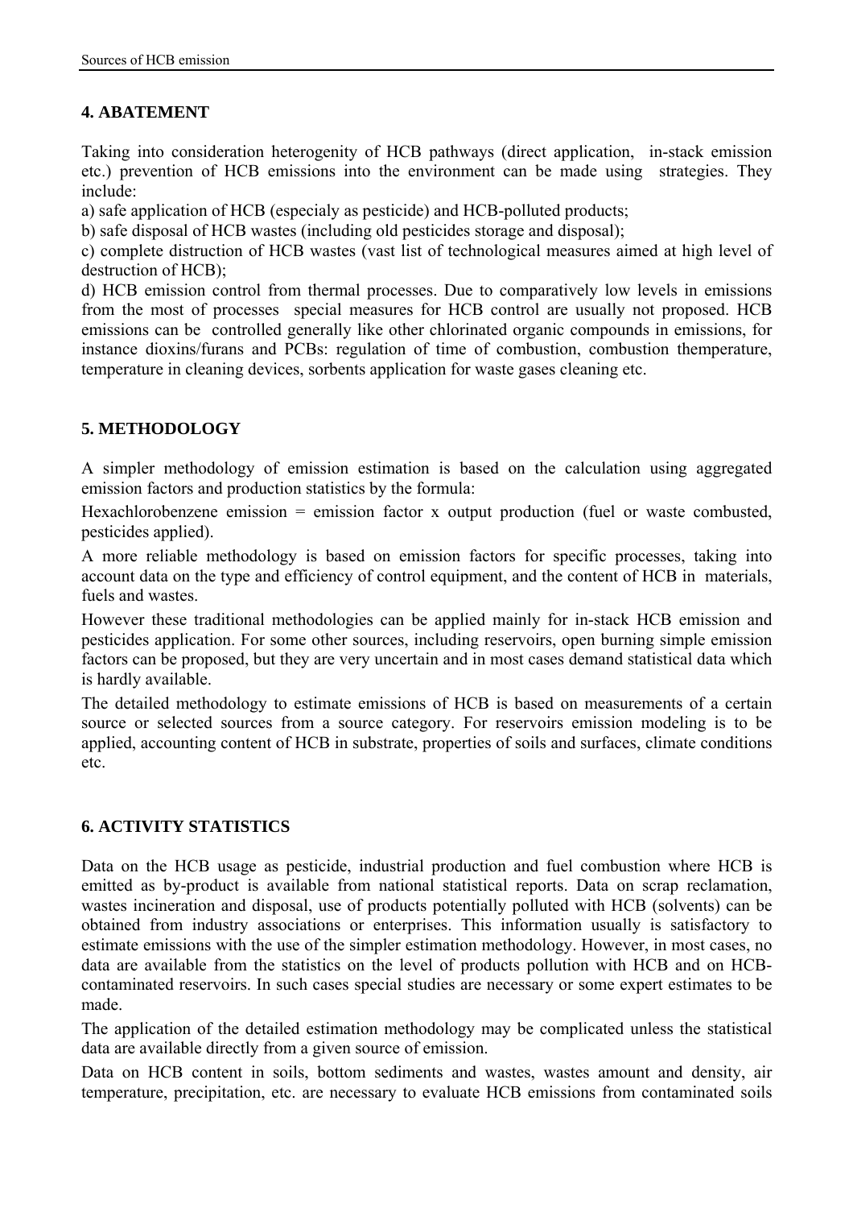## 4. ABATEMENT

Taking into consideration heterogenity of HCB pathways (direct application, in-stack emission etc.) prevention of HCB emissions into the environment can be made using strategies. They include:

a) safe application of HCB (especialy as pesticide) and HCB-polluted products;

b) safe disposal of HCB wastes (including old pesticides storage and disposal);

c) complete distruction of HCB wastes (vast list of technological measures aimed at high level of destruction of HCB);

d) HCB emission control from thermal processes. Due to comparatively low levels in emissions from the most of processes special measures for HCB control are usually not proposed. HCB emissions can be controlled generally like other chlorinated organic compounds in emissions, for instance dioxins/furans and PCBs: regulation of time of combustion, combustion themperature, temperature in cleaning devices, sorbents application for waste gases cleaning etc.

## 5. METHODOLOGY

A simpler methodology of emission estimation is based on the calculation using aggregated emission factors and production statistics by the formula:

Hexachlorobenzene emission = emission factor x output production (fuel or waste combusted, pesticides applied).

A more reliable methodology is based on emission factors for specific processes, taking into account data on the type and efficiency of control equipment, and the content of HCB in materials, fuels and wastes.

However these traditional methodologies can be applied mainly for in-stack HCB emission and pesticides application. For some other sources, including reservoirs, open burning simple emission factors can be proposed, but they are very uncertain and in most cases demand statistical data which is hardly available.

The detailed methodology to estimate emissions of HCB is based on measurements of a certain source or selected sources from a source category. For reservoirs emission modeling is to be applied, accounting content of HCB in substrate, properties of soils and surfaces, climate conditions etc.

## 6. ACTIVITY STATISTICS

Data on the HCB usage as pesticide, industrial production and fuel combustion where HCB is emitted as by-product is available from national statistical reports. Data on scrap reclamation, wastes incineration and disposal, use of products potentially polluted with HCB (solvents) can be obtained from industry associations or enterprises. This information usually is satisfactory to estimate emissions with the use of the simpler estimation methodology. However, in most cases, no data are available from the statistics on the level of products pollution with HCB and on HCB-contaminated reservoirs. In such cases special studies are necessary or some expert estimates to be made.

The application of the detailed estimation methodology may be complicated unless the statistical data are available directly from a given source of emission.

Data on HCB content in soils, bottom sediments and wastes, wastes amount and density, air temperature, precipitation, etc. are necessary to evaluate HCB emissions from contaminated soils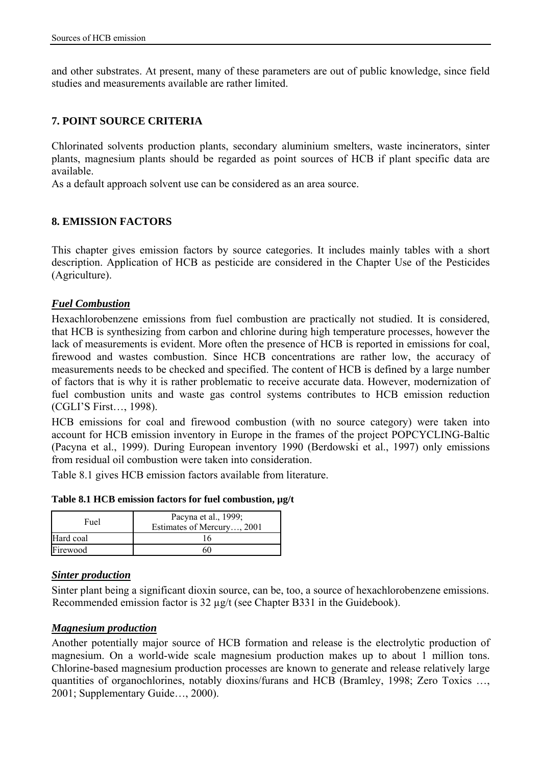and other substrates. At present, many of these parameters are out of public knowledge, since field studies and measurements available are rather limited.

## 7. POINT SOURCE CRITERIA

Chlorinated solvents production plants, secondary aluminium smelters, waste incinerators, sinter plants, magnesium plants should be regarded as point sources of HCB if plant specific data are available.

As a default approach solvent use can be considered as an area source.

## 8. EMISSION FACTORS

This chapter gives emission factors by source categories. It includes mainly tables with a short description. Application of HCB as pesticide are considered in the Chapter Use of the Pesticides (Agriculture).

### ***Fuel Combustion***

Hexachlorobenzene emissions from fuel combustion are practically not studied. It is considered, that HCB is synthesizing from carbon and chlorine during high temperature processes, however the lack of measurements is evident. More often the presence of HCB is reported in emissions for coal, firewood and wastes combustion. Since HCB concentrations are rather low, the accuracy of measurements needs to be checked and specified. The content of HCB is defined by a large number of factors that is why it is rather problematic to receive accurate data. However, modernization of fuel combustion units and waste gas control systems contributes to HCB emission reduction (CGLI'S First…, 1998).

HCB emissions for coal and firewood combustion (with no source category) were taken into account for HCB emission inventory in Europe in the frames of the project POPCYCLING-Baltic (Pacyna et al., 1999). During European inventory 1990 (Berdowski et al., 1997) only emissions from residual oil combustion were taken into consideration.

Table 8.1 gives HCB emission factors available from literature.

**Table 8.1 HCB emission factors for fuel combustion, μg/t**

| Fuel | Pacyna et al., 1999; Estimates of Mercury…, 2001 |
|---|---|
| Hard coal | 16 |
| Firewood | 60 |

### ***Sinter production***

Sinter plant being a significant dioxin source, can be, too, a source of hexachlorobenzene emissions. Recommended emission factor is 32 μg/t (see Chapter B331 in the Guidebook).

### ***Magnesium production***

Another potentially major source of HCB formation and release is the electrolytic production of magnesium. On a world-wide scale magnesium production makes up to about 1 million tons. Chlorine-based magnesium production processes are known to generate and release relatively large quantities of organochlorines, notably dioxins/furans and HCB (Bramley, 1998; Zero Toxics …, 2001; Supplementary Guide…, 2000).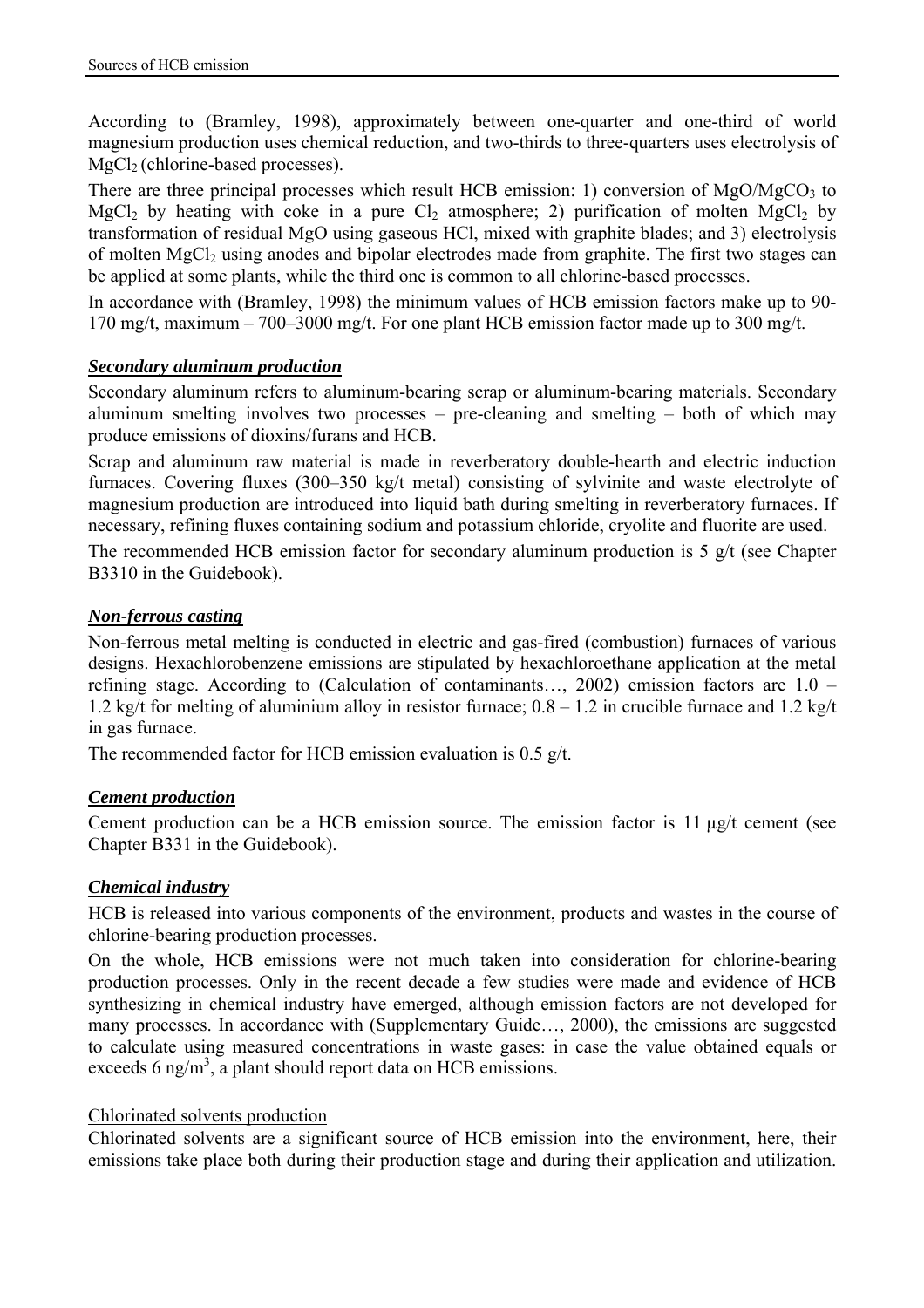According to (Bramley, 1998), approximately between one-quarter and one-third of world magnesium production uses chemical reduction, and two-thirds to three-quarters uses electrolysis of $MgCl_2$ (chlorine-based processes).

There are three principal processes which result HCB emission: 1) conversion of $MgO/MgCO_3$ to $MgCl_2$ by heating with coke in a pure $Cl_2$ atmosphere; 2) purification of molten $MgCl_2$ by transformation of residual MgO using gaseous HCl, mixed with graphite blades; and 3) electrolysis of molten $MgCl_2$ using anodes and bipolar electrodes made from graphite. The first two stages can be applied at some plants, while the third one is common to all chlorine-based processes.

In accordance with (Bramley, 1998) the minimum values of HCB emission factors make up to 90-170 mg/t, maximum – 700–3000 mg/t. For one plant HCB emission factor made up to 300 mg/t.

### ***Secondary aluminum production***

Secondary aluminum refers to aluminum-bearing scrap or aluminum-bearing materials. Secondary aluminum smelting involves two processes – pre-cleaning and smelting – both of which may produce emissions of dioxins/furans and HCB.

Scrap and aluminum raw material is made in reverberatory double-hearth and electric induction furnaces. Covering fluxes (300–350 kg/t metal) consisting of sylvinite and waste electrolyte of magnesium production are introduced into liquid bath during smelting in reverberatory furnaces. If necessary, refining fluxes containing sodium and potassium chloride, cryolite and fluorite are used.

The recommended HCB emission factor for secondary aluminum production is 5 g/t (see Chapter B3310 in the Guidebook).

### ***Non-ferrous casting***

Non-ferrous metal melting is conducted in electric and gas-fired (combustion) furnaces of various designs. Hexachlorobenzene emissions are stipulated by hexachloroethane application at the metal refining stage. According to (Calculation of contaminants…, 2002) emission factors are 1.0 – 1.2 kg/t for melting of aluminium alloy in resistor furnace; 0.8 – 1.2 in crucible furnace and 1.2 kg/t in gas furnace.

The recommended factor for HCB emission evaluation is 0.5 g/t.

### ***Cement production***

Cement production can be a HCB emission source. The emission factor is 11 μg/t cement (see Chapter B331 in the Guidebook).

### ***Chemical industry***

HCB is released into various components of the environment, products and wastes in the course of chlorine-bearing production processes.

On the whole, HCB emissions were not much taken into consideration for chlorine-bearing production processes. Only in the recent decade a few studies were made and evidence of HCB synthesizing in chemical industry have emerged, although emission factors are not developed for many processes. In accordance with (Supplementary Guide…, 2000), the emissions are suggested to calculate using measured concentrations in waste gases: in case the value obtained equals or exceeds 6 ng/$m^3$, a plant should report data on HCB emissions.

#### Chlorinated solvents production

Chlorinated solvents are a significant source of HCB emission into the environment, here, their emissions take place both during their production stage and during their application and utilization.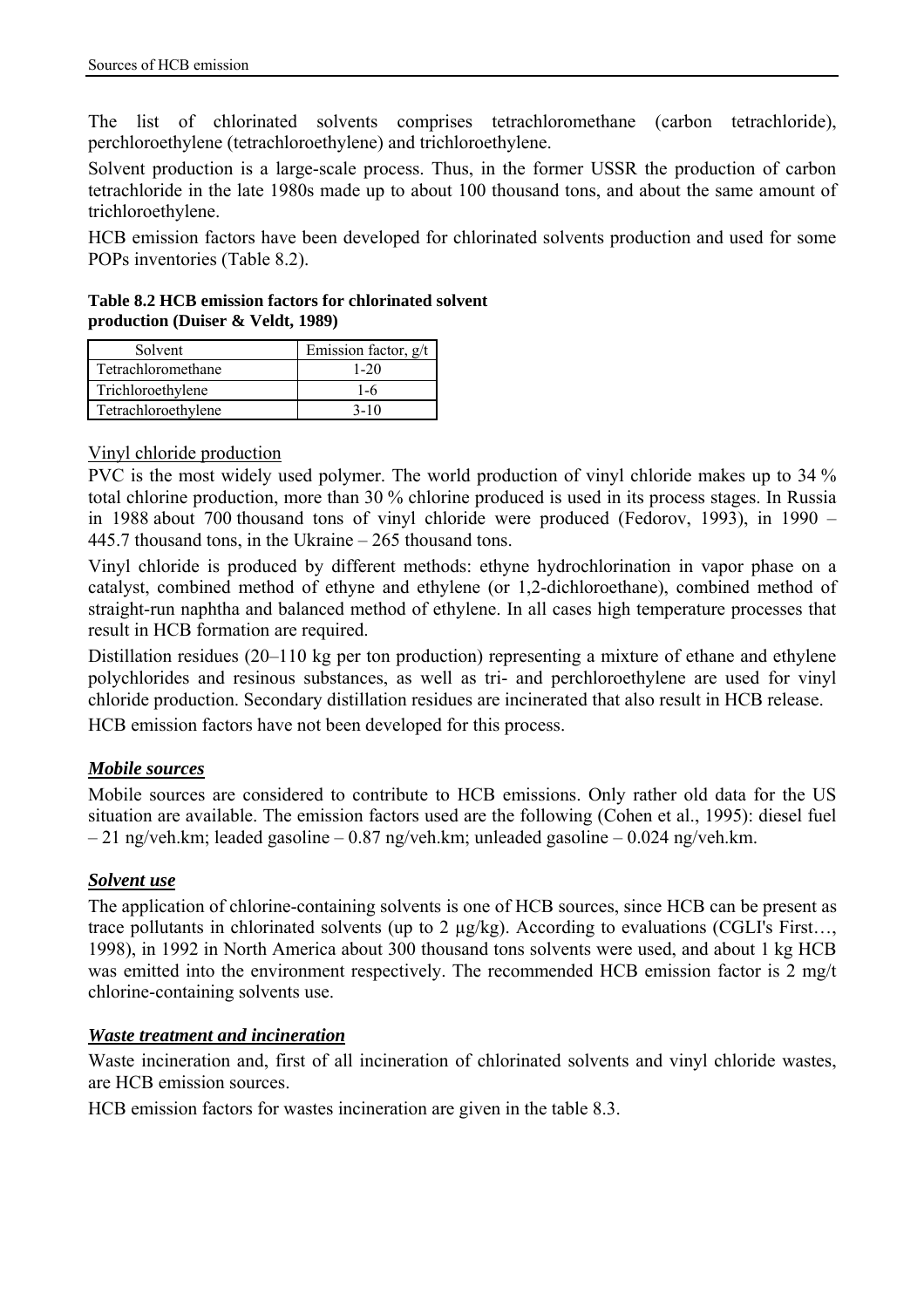The list of chlorinated solvents comprises tetrachloromethane (carbon tetrachloride), perchloroethylene (tetrachloroethylene) and trichloroethylene.

Solvent production is a large-scale process. Thus, in the former USSR the production of carbon tetrachloride in the late 1980s made up to about 100 thousand tons, and about the same amount of trichloroethylene.

HCB emission factors have been developed for chlorinated solvents production and used for some POPs inventories (Table 8.2).

**Table 8.2 HCB emission factors for chlorinated solvent production (Duiser & Veldt, 1989)**

| Solvent | Emission factor, g/t |
|---|---|
| Tetrachloromethane | 1-20 |
| Trichloroethylene | 1-6 |
| Tetrachloroethylene | 3-10 |

Vinyl chloride production

PVC is the most widely used polymer. The world production of vinyl chloride makes up to 34 % total chlorine production, more than 30 % chlorine produced is used in its process stages. In Russia in 1988 about 700 thousand tons of vinyl chloride were produced (Fedorov, 1993), in 1990 – 445.7 thousand tons, in the Ukraine – 265 thousand tons.

Vinyl chloride is produced by different methods: ethyne hydrochlorination in vapor phase on a catalyst, combined method of ethyne and ethylene (or 1,2-dichloroethane), combined method of straight-run naphtha and balanced method of ethylene. In all cases high temperature processes that result in HCB formation are required.

Distillation residues (20–110 kg per ton production) representing a mixture of ethane and ethylene polychlorides and resinous substances, as well as tri- and perchloroethylene are used for vinyl chloride production. Secondary distillation residues are incinerated that also result in HCB release.

HCB emission factors have not been developed for this process.

### ***Mobile sources***

Mobile sources are considered to contribute to HCB emissions. Only rather old data for the US situation are available. The emission factors used are the following (Cohen et al., 1995): diesel fuel – 21 ng/veh.km; leaded gasoline – 0.87 ng/veh.km; unleaded gasoline – 0.024 ng/veh.km.

### ***Solvent use***

The application of chlorine-containing solvents is one of HCB sources, since HCB can be present as trace pollutants in chlorinated solvents (up to 2 µg/kg). According to evaluations (CGLI's First…, 1998), in 1992 in North America about 300 thousand tons solvents were used, and about 1 kg HCB was emitted into the environment respectively. The recommended HCB emission factor is 2 mg/t chlorine-containing solvents use.

### ***Waste treatment and incineration***

Waste incineration and, first of all incineration of chlorinated solvents and vinyl chloride wastes, are HCB emission sources.

HCB emission factors for wastes incineration are given in the table 8.3.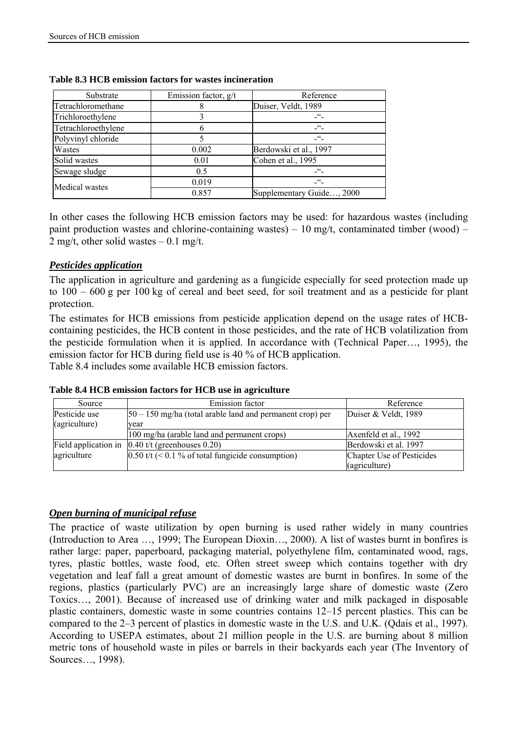**Table 8.3 HCB emission factors for wastes incineration**

| Substrate | Emission factor, g/t | Reference |
|---|---|---|
| Tetrachloromethane | 8 | Duiser, Veldt, 1989 |
| Trichloroethylene | 3 | -“- |
| Tetrachloroethylene | 6 | -“- |
| Polyvinyl chloride | 5 | -“- |
| Wastes | 0.002 | Berdowski et al., 1997 |
| Solid wastes | 0.01 | Cohen et al., 1995 |
| Sewage sludge | 0.5 | -“- |
| Medical wastes | 0.019 | -“- |
| | 0.857 | Supplementary Guide…, 2000 |

In other cases the following HCB emission factors may be used: for hazardous wastes (including paint production wastes and chlorine-containing wastes) – 10 mg/t, contaminated timber (wood) – 2 mg/t, other solid wastes – 0.1 mg/t.

***Pesticides application***

The application in agriculture and gardening as a fungicide especially for seed protection made up to 100 – 600 g per 100 kg of cereal and beet seed, for soil treatment and as a pesticide for plant protection.

The estimates for HCB emissions from pesticide application depend on the usage rates of HCB-containing pesticides, the HCB content in those pesticides, and the rate of HCB volatilization from the pesticide formulation when it is applied. In accordance with (Technical Paper…, 1995), the emission factor for HCB during field use is 40 % of HCB application.

Table 8.4 includes some available HCB emission factors.

**Table 8.4 HCB emission factors for HCB use in agriculture**

| Source | Emission factor | Reference |
|---|---|---|
| Pesticide use (agriculture) | 50 – 150 mg/ha (total arable land and permanent crop) per year | Duiser & Veldt, 1989 |
| | 100 mg/ha (arable land and permanent crops) | Axenfeld et al., 1992 |
| Field application in agriculture | 0.40 t/t (greenhouses 0.20) | Berdowski et al. 1997 |
| | 0.50 t/t (< 0.1 % of total fungicide consumption) | Chapter Use of Pesticides (agriculture) |

***Open burning of municipal refuse***

The practice of waste utilization by open burning is used rather widely in many countries (Introduction to Area …, 1999; The European Dioxin…, 2000). A list of wastes burnt in bonfires is rather large: paper, paperboard, packaging material, polyethylene film, contaminated wood, rags, tyres, plastic bottles, waste food, etc. Often street sweep which contains together with dry vegetation and leaf fall a great amount of domestic wastes are burnt in bonfires. In some of the regions, plastics (particularly PVC) are an increasingly large share of domestic waste (Zero Toxics…, 2001). Because of increased use of drinking water and milk packaged in disposable plastic containers, domestic waste in some countries contains 12–15 percent plastics. This can be compared to the 2–3 percent of plastics in domestic waste in the U.S. and U.K. (Qdais et al., 1997). According to USEPA estimates, about 21 million people in the U.S. are burning about 8 million metric tons of household waste in piles or barrels in their backyards each year (The Inventory of Sources…, 1998).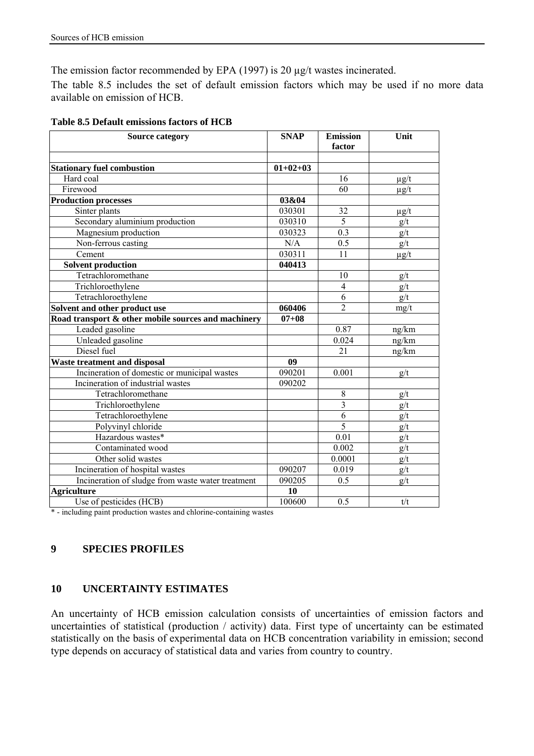The emission factor recommended by EPA (1997) is 20 µg/t wastes incinerated.

The table 8.5 includes the set of default emission factors which may be used if no more data available on emission of HCB.

**Table 8.5 Default emissions factors of HCB**

| Source category | SNAP | Emission factor | Unit |
|---|---|---|---|
| | | | |
| **Stationary fuel combustion** | **01+02+03** | | |
| Hard coal | | 16 | µg/t |
| Firewood | | 60 | µg/t |
| **Production processes** | **03&04** | | |
| Sinter plants | 030301 | 32 | µg/t |
| Secondary aluminium production | 030310 | 5 | g/t |
| Magnesium production | 030323 | 0.3 | g/t |
| Non-ferrous casting | N/A | 0.5 | g/t |
| Cement | 030311 | 11 | µg/t |
| **Solvent production** | **040413** | | |
| Tetrachloromethane | | 10 | g/t |
| Trichloroethylene | | 4 | g/t |
| Tetrachloroethylene | | 6 | g/t |
| **Solvent and other product use** | **060406** | 2 | mg/t |
| **Road transport & other mobile sources and machinery** | **07+08** | | |
| Leaded gasoline | | 0.87 | ng/km |
| Unleaded gasoline | | 0.024 | ng/km |
| Diesel fuel | | 21 | ng/km |
| **Waste treatment and disposal** | **09** | | |
| Incineration of domestic or municipal wastes | 090201 | 0.001 | g/t |
| Incineration of industrial wastes | 090202 | | |
| Tetrachloromethane | | 8 | g/t |
| Trichloroethylene | | 3 | g/t |
| Tetrachloroethylene | | 6 | g/t |
| Polyvinyl chloride | | 5 | g/t |
| Hazardous wastes* | | 0.01 | g/t |
| Contaminated wood | | 0.002 | g/t |
| Other solid wastes | | 0.0001 | g/t |
| Incineration of hospital wastes | 090207 | 0.019 | g/t |
| Incineration of sludge from waste water treatment | 090205 | 0.5 | g/t |
| **Agriculture** | **10** | | |
| Use of pesticides (HCB) | 100600 | 0.5 | t/t |

* - including paint production wastes and chlorine-containing wastes

## 9 SPECIES PROFILES

## 10 UNCERTAINTY ESTIMATES

An uncertainty of HCB emission calculation consists of uncertainties of emission factors and uncertainties of statistical (production / activity) data. First type of uncertainty can be estimated statistically on the basis of experimental data on HCB concentration variability in emission; second type depends on accuracy of statistical data and varies from country to country.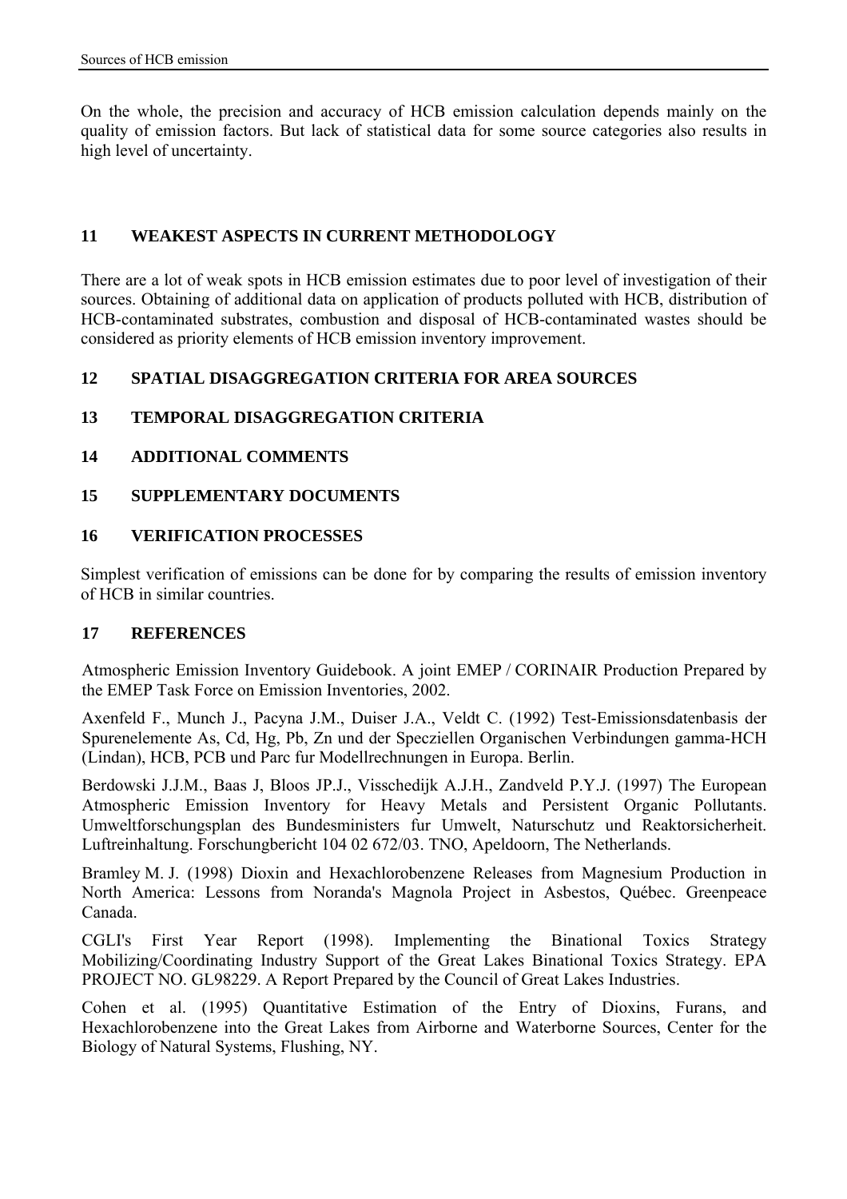On the whole, the precision and accuracy of HCB emission calculation depends mainly on the quality of emission factors. But lack of statistical data for some source categories also results in high level of uncertainty.

## 11 WEAKEST ASPECTS IN CURRENT METHODOLOGY

There are a lot of weak spots in HCB emission estimates due to poor level of investigation of their sources. Obtaining of additional data on application of products polluted with HCB, distribution of HCB-contaminated substrates, combustion and disposal of HCB-contaminated wastes should be considered as priority elements of HCB emission inventory improvement.

## 12 SPATIAL DISAGGREGATION CRITERIA FOR AREA SOURCES

## 13 TEMPORAL DISAGGREGATION CRITERIA

## 14 ADDITIONAL COMMENTS

## 15 SUPPLEMENTARY DOCUMENTS

## 16 VERIFICATION PROCESSES

Simplest verification of emissions can be done for by comparing the results of emission inventory of HCB in similar countries.

## 17 REFERENCES

Atmospheric Emission Inventory Guidebook. A joint EMEP / CORINAIR Production Prepared by the EMEP Task Force on Emission Inventories, 2002.

Axenfeld F., Munch J., Pacyna J.M., Duiser J.A., Veldt C. (1992) Test-Emissionsdatenbasis der Spurenelemente As, Cd, Hg, Pb, Zn und der Speczіellen Organischen Verbindungen gamma-HCH (Lindan), HCB, PCB und Parc fur Modellrechnungen in Europa. Berlin.

Berdowski J.J.M., Baas J, Bloos JP.J., Visschedijk A.J.H., Zandveld P.Y.J. (1997) The European Atmospheric Emission Inventory for Heavy Metals and Persistent Organic Pollutants. Umweltforschungsplan des Bundesministers fur Umwelt, Naturschutz und Reaktorsicherheit. Luftreinhaltung. Forschungbericht 104 02 672/03. TNO, Apeldoorn, The Netherlands.

Bramley M. J. (1998) Dioxin and Hexachlorobenzene Releases from Magnesium Production in North America: Lessons from Noranda's Magnola Project in Asbestos, Québec. Greenpeace Canada.

CGLI's First Year Report (1998). Implementing the Binational Toxics Strategy Mobilizing/Coordinating Industry Support of the Great Lakes Binational Toxics Strategy. EPA PROJECT NO. GL98229. A Report Prepared by the Council of Great Lakes Industries.

Cohen et al. (1995) Quantitative Estimation of the Entry of Dioxins, Furans, and Hexachlorobenzene into the Great Lakes from Airborne and Waterborne Sources, Center for the Biology of Natural Systems, Flushing, NY.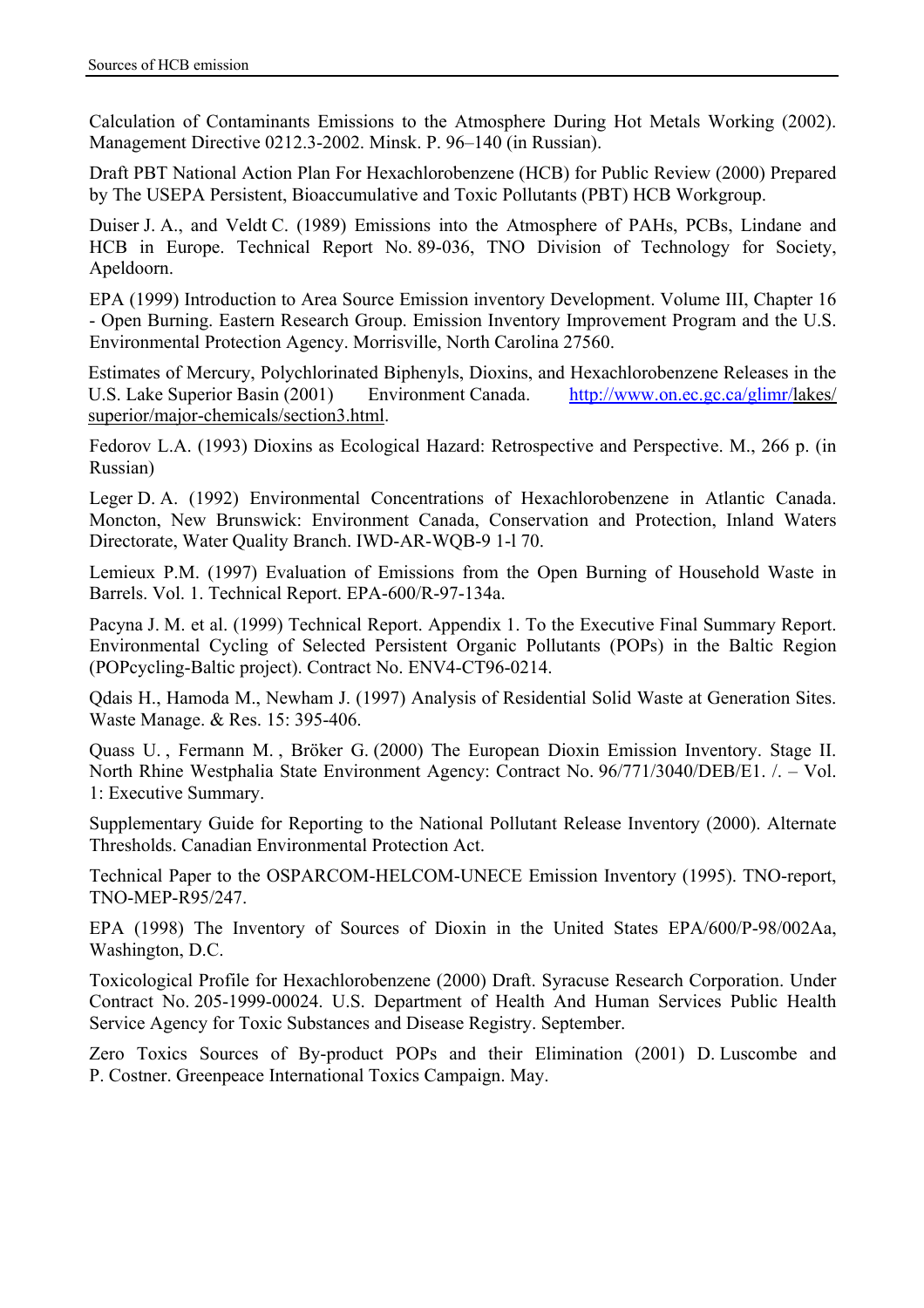Calculation of Contaminants Emissions to the Atmosphere During Hot Metals Working (2002). Management Directive 0212.3-2002. Minsk. P. 96–140 (in Russian).

Draft PBT National Action Plan For Hexachlorobenzene (HCB) for Public Review (2000) Prepared by The USEPA Persistent, Bioaccumulative and Toxic Pollutants (PBT) HCB Workgroup.

Duiser J. A., and Veldt C. (1989) Emissions into the Atmosphere of PAHs, PCBs, Lindane and HCB in Europe. Technical Report No. 89-036, TNO Division of Technology for Society, Apeldoorn.

EPA (1999) Introduction to Area Source Emission inventory Development. Volume III, Chapter 16 - Open Burning. Eastern Research Group. Emission Inventory Improvement Program and the U.S. Environmental Protection Agency. Morrisville, North Carolina 27560.

Estimates of Mercury, Polychlorinated Biphenyls, Dioxins, and Hexachlorobenzene Releases in the U.S. Lake Superior Basin (2001) Environment Canada. http://www.on.ec.gc.ca/glimr/lakes/superior/major-chemicals/section3.html.

Fedorov L.A. (1993) Dioxins as Ecological Hazard: Retrospective and Perspective. M., 266 p. (in Russian)

Leger D. A. (1992) Environmental Concentrations of Hexachlorobenzene in Atlantic Canada. Moncton, New Brunswick: Environment Canada, Conservation and Protection, Inland Waters Directorate, Water Quality Branch. IWD-AR-WQB-9 1-l 70.

Lemieux P.M. (1997) Evaluation of Emissions from the Open Burning of Household Waste in Barrels. Vol. 1. Technical Report. EPA-600/R-97-134a.

Pacyna J. M. et al. (1999) Technical Report. Appendix 1. To the Executive Final Summary Report. Environmental Cycling of Selected Persistent Organic Pollutants (POPs) in the Baltic Region (POPcycling-Baltic project). Contract No. ENV4-CT96-0214.

Qdais H., Hamoda M., Newham J. (1997) Analysis of Residential Solid Waste at Generation Sites. Waste Manage. & Res. 15: 395-406.

Quass U. , Fermann M. , Bröker G. (2000) The European Dioxin Emission Inventory. Stage II. North Rhine Westphalia State Environment Agency: Contract No. 96/771/3040/DEB/E1. /. – Vol. 1: Executive Summary.

Supplementary Guide for Reporting to the National Pollutant Release Inventory (2000). Alternate Thresholds. Canadian Environmental Protection Act.

Technical Paper to the OSPARCOM-HELCOM-UNECE Emission Inventory (1995). TNO-report, TNO-MEP-R95/247.

EPA (1998) The Inventory of Sources of Dioxin in the United States EPA/600/P-98/002Aa, Washington, D.C.

Toxicological Profile for Hexachlorobenzene (2000) Draft. Syracuse Research Corporation. Under Contract No. 205-1999-00024. U.S. Department of Health And Human Services Public Health Service Agency for Toxic Substances and Disease Registry. September.

Zero Toxics Sources of By-product POPs and their Elimination (2001) D. Luscombe and P. Costner. Greenpeace International Toxics Campaign. May.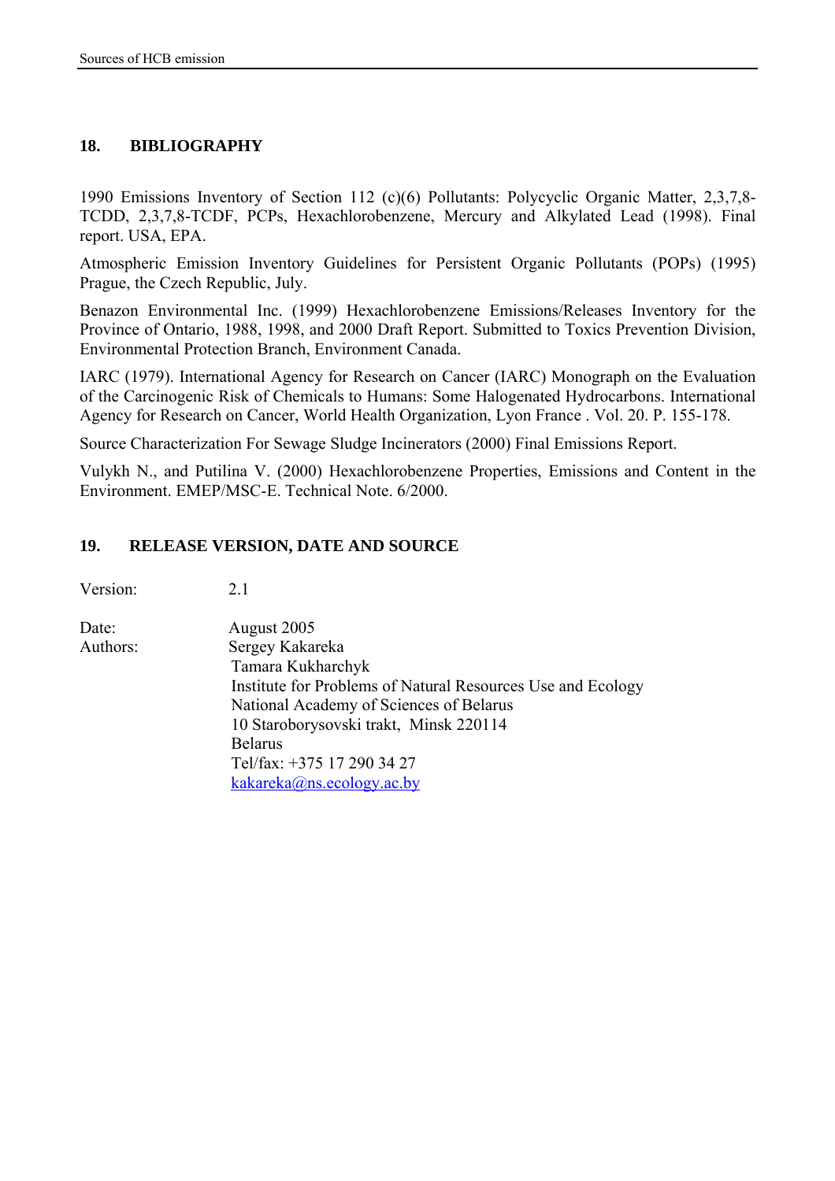## 18. BIBLIOGRAPHY

1990 Emissions Inventory of Section 112 (c)(6) Pollutants: Polycyclic Organic Matter, 2,3,7,8-TCDD, 2,3,7,8-TCDF, PCPs, Hexachlorobenzene, Mercury and Alkylated Lead (1998). Final report. USA, EPA.

Atmospheric Emission Inventory Guidelines for Persistent Organic Pollutants (POPs) (1995) Prague, the Czech Republic, July.

Benazon Environmental Inc. (1999) Hexachlorobenzene Emissions/Releases Inventory for the Province of Ontario, 1988, 1998, and 2000 Draft Report. Submitted to Toxics Prevention Division, Environmental Protection Branch, Environment Canada.

IARC (1979). International Agency for Research on Cancer (IARC) Monograph on the Evaluation of the Carcinogenic Risk of Chemicals to Humans: Some Halogenated Hydrocarbons. International Agency for Research on Cancer, World Health Organization, Lyon France . Vol. 20. P. 155-178.

Source Characterization For Sewage Sludge Incinerators (2000) Final Emissions Report.

Vulykh N., and Putilina V. (2000) Hexachlorobenzene Properties, Emissions and Content in the Environment. EMEP/MSC-E. Technical Note. 6/2000.

## 19. RELEASE VERSION, DATE AND SOURCE

Version: 2.1

Date: August 2005

Authors: Sergey Kakareka
Tamara Kukharchyk
Institute for Problems of Natural Resources Use and Ecology
National Academy of Sciences of Belarus
10 Staroborysovski trakt, Minsk 220114
Belarus
Tel/fax: +375 17 290 34 27
kakareka@ns.ecology.ac.by